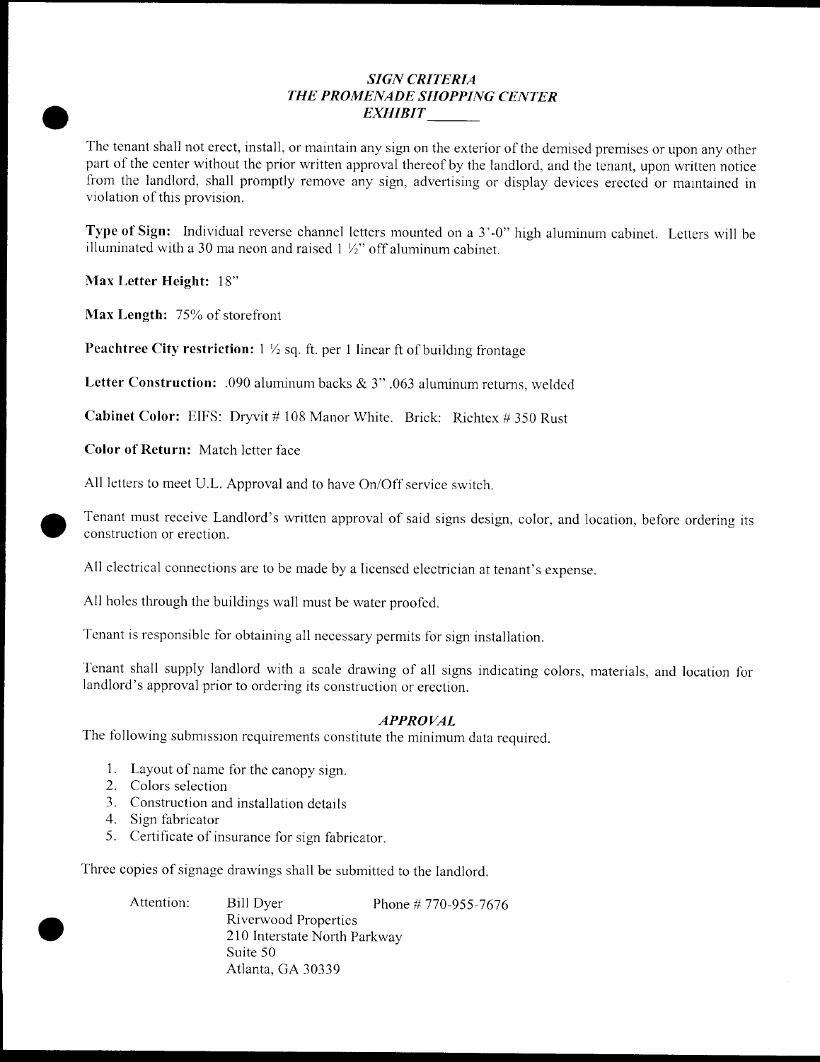### *SIGN CRITERIA*
### *THE PROMENADE SHOPPING CENTER*
### *EXHIBIT ______*

The tenant shall not erect, install, or maintain any sign on the exterior of the demised premises or upon any other part of the center without the prior written approval thereof by the landlord, and the tenant, upon written notice from the landlord, shall promptly remove any sign, advertising or display devices erected or maintained in violation of this provision.

**Type of Sign:** Individual reverse channel letters mounted on a 3'-0" high aluminum cabinet. Letters will be illuminated with a 30 ma neon and raised 1 ½" off aluminum cabinet.

**Max Letter Height:** 18"

**Max Length:** 75% of storefront

**Peachtree City restriction:** 1 ½ sq. ft. per 1 linear ft of building frontage

**Letter Construction:** .090 aluminum backs & 3" .063 aluminum returns, welded

**Cabinet Color:** EIFS: Dryvit # 108 Manor White. Brick: Richtex # 350 Rust

**Color of Return:** Match letter face

All letters to meet U.L. Approval and to have On/Off service switch.

Tenant must receive Landlord's written approval of said signs design, color, and location, before ordering its construction or erection.

All electrical connections are to be made by a licensed electrician at tenant's expense.

All holes through the buildings wall must be water proofed.

Tenant is responsible for obtaining all necessary permits for sign installation.

Tenant shall supply landlord with a scale drawing of all signs indicating colors, materials, and location for landlord's approval prior to ordering its construction or erection.

### *APPROVAL*

The following submission requirements constitute the minimum data required.

1. Layout of name for the canopy sign.
2. Colors selection
3. Construction and installation details
4. Sign fabricator
5. Certificate of insurance for sign fabricator.

Three copies of signage drawings shall be submitted to the landlord.

Attention: Bill Dyer Phone # 770-955-7676
Riverwood Properties
210 Interstate North Parkway
Suite 50
Atlanta, GA 30339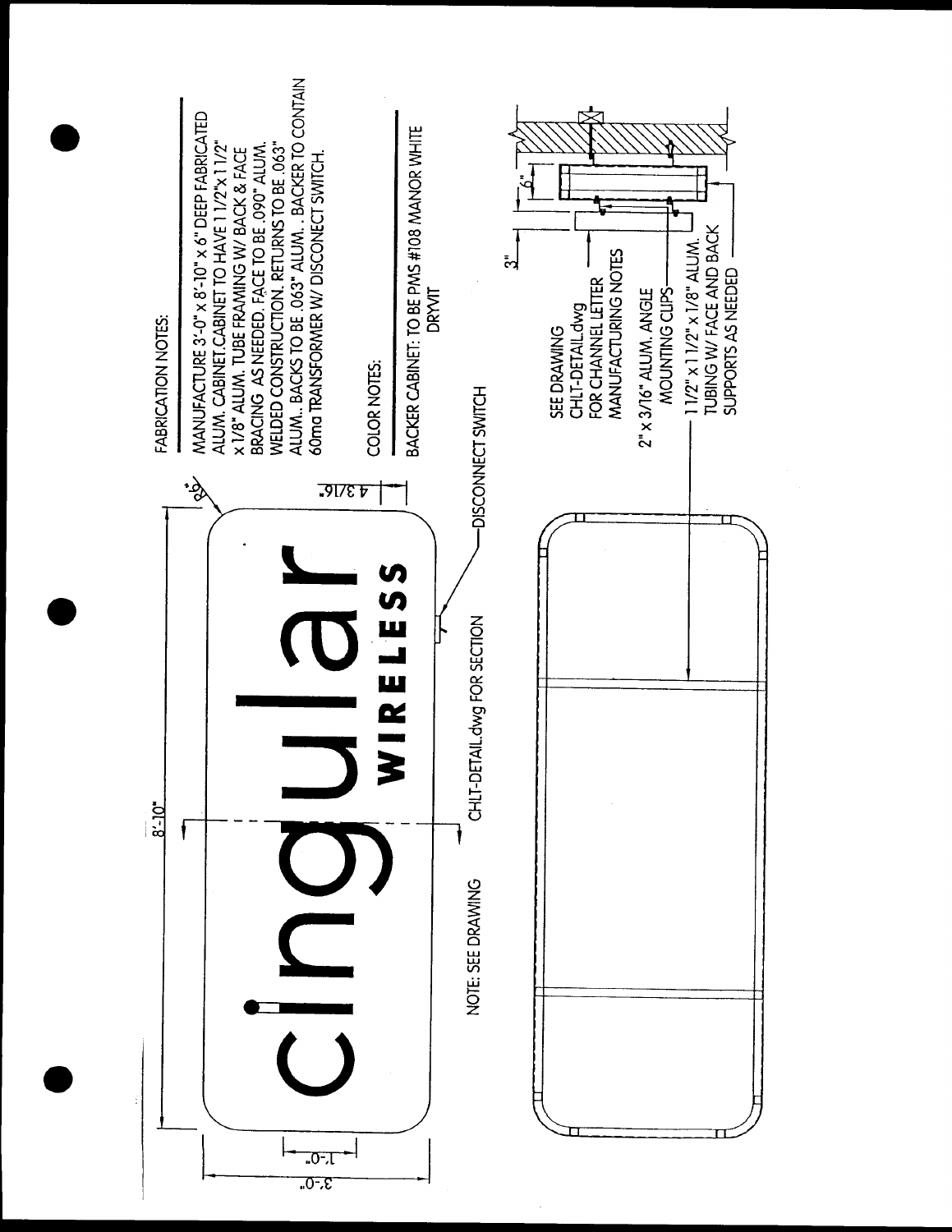## FABRICATION NOTES:

MANUFACTURE 3'-0" x 8'-10" x 6" DEEP FABRICATED ALUM. CABINET. CABINET TO HAVE 1 1/2"x 1 1/2" x 1/8" ALUM. TUBE FRAMING W/ BACK & FACE BRACING AS NEEDED. FACE TO BE .090" ALUM. WELDED CONSTRUCTION. RETURNS TO BE .063" ALUM.. BACKS TO BE .063" ALUM.. BACKER TO CONTAIN 60ma TRANSFORMER W/ DISCONECT SWITCH.

## COLOR NOTES:

BACKER CABINET: TO BE PMS #108 MANOR WHITE DRYVIT

cingular WIRELESS

8'-10"

3'-0"

1'-0"

4 3/16"

R6"

DISCONNECT SWITCH

NOTE: SEE DRAWING CHLT-DETAIL.dwg FOR SECTION

SEE DRAWING CHLT-DETAIL.dwg FOR CHANNEL LETTER MANUFACTURING NOTES

2" x 3/16" ALUM. ANGLE MOUNTING CLIPS

1 1/2" x 1 1/2" x 1/8" ALUM. TUBING W/ FACE AND BACK SUPPORTS AS NEEDED

3"

6"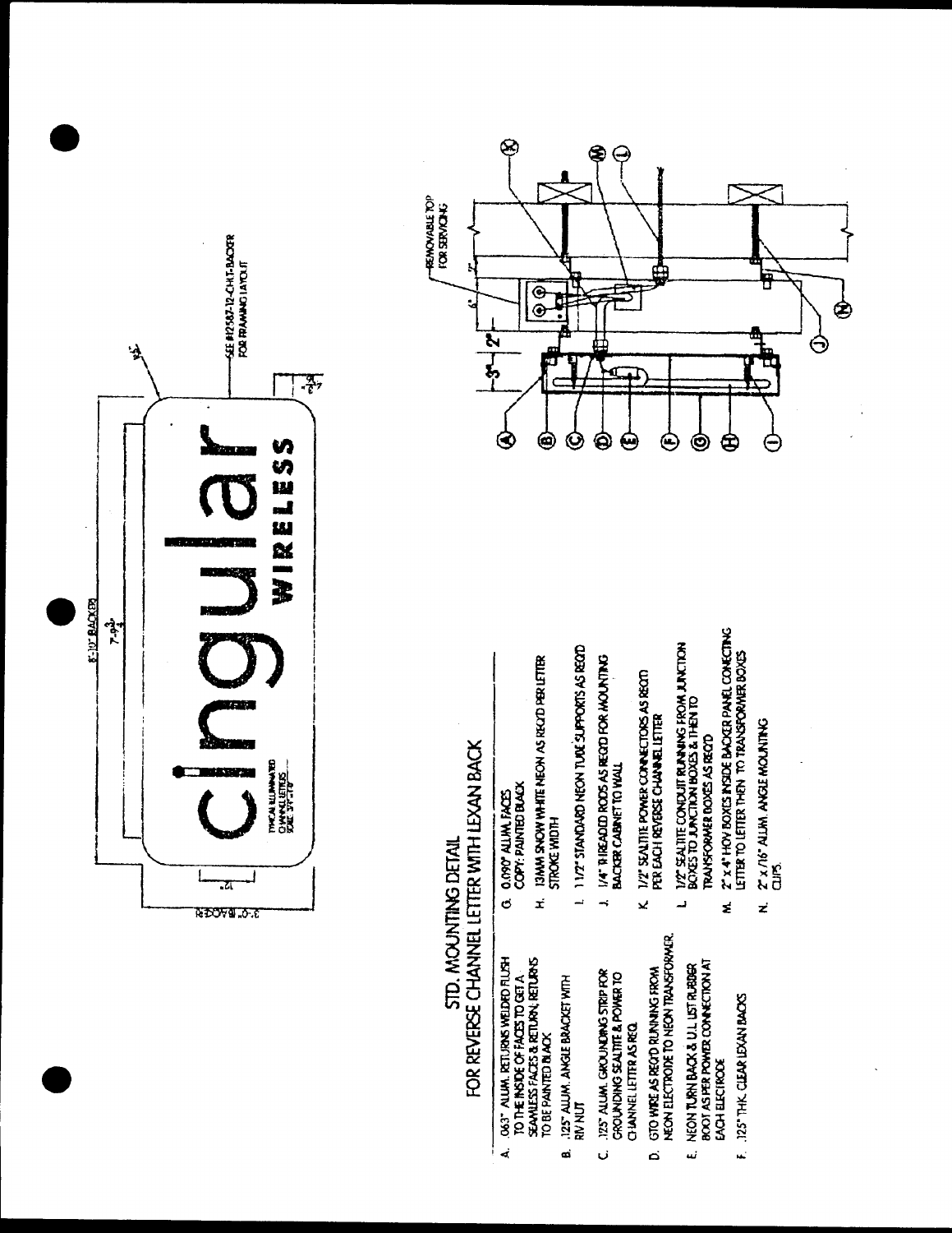8'-10" BACKER

7'-9¾"

¾"

SEE #12587-12-CHLT-BACKER FOR FRAMING LAYOUT

3'-0" BACKER

12"

1-⅝"
2"

cingular WIRELESS

TYPICAL ILLUMINATED CHANNEL LETTERS SCALE: 3/4"=1'-0"

REMOVABLE TOP FOR SERVICING

3"

2"

6"

5"

## STD. MOUNTING DETAIL
## FOR REVERSE CHANNEL LETTER WITH LEXAN BACK

A. .063" ALUM. RETURNS WELDED FLUSH TO THE INSIDE OF FACES TO GET A SEAMLESS FACES & RETURN. RETURNS TO BE PAINTED BLACK

B. .125" ALUM. ANGLE BRACKET WITH RIV NUT

C. .125" ALUM. GROUNDING STRIP FOR GROUNDING SEALTITE & POWER TO CHANNEL LETTER AS REQ.

D. GTO WIRE AS REQ'D RUNNING FROM NEON ELECTRODE TO NEON TRANSFORMER.

E. NEON TURN BACK & U.L. LIST RUBBER BOOT AS PER POWER CONNECTION AT EACH ELECTRODE

F. .125" THK. CLEAR LEXAN BACKS

G. 0.090" ALUM. FACES COPY: PAINTED BLACK

H. 13MM SNOW WHITE NEON AS REQ'D PER LETTER STROKE WIDTH

I. 1 1/2" STANDARD NEON TUBE SUPPORTS AS REQ'D

J. 1/4" THREADED RODS AS REQ'D FOR MOUNTING BACKER CABINET TO WALL

K. 1/2" SEALTITE POWER CONNECTORS AS REQ'D PER EACH REVERSE CHANNEL LETTER

L. 1/2" SEALTITE CONDUIT RUNNING FROM JUNCTION BOXES TO JUNCTION BOXES & THEN TO TRANSFORMER BOXES AS REQ'D

M. 2" X 4" HDV BOXES INSIDE BACKER PANEL CONECTING LETTER TO LETTER THEN TO TRANSFORMER BOXES

N. 2" X 1/16" ALUM. ANGLE MOUNTING CLIPS.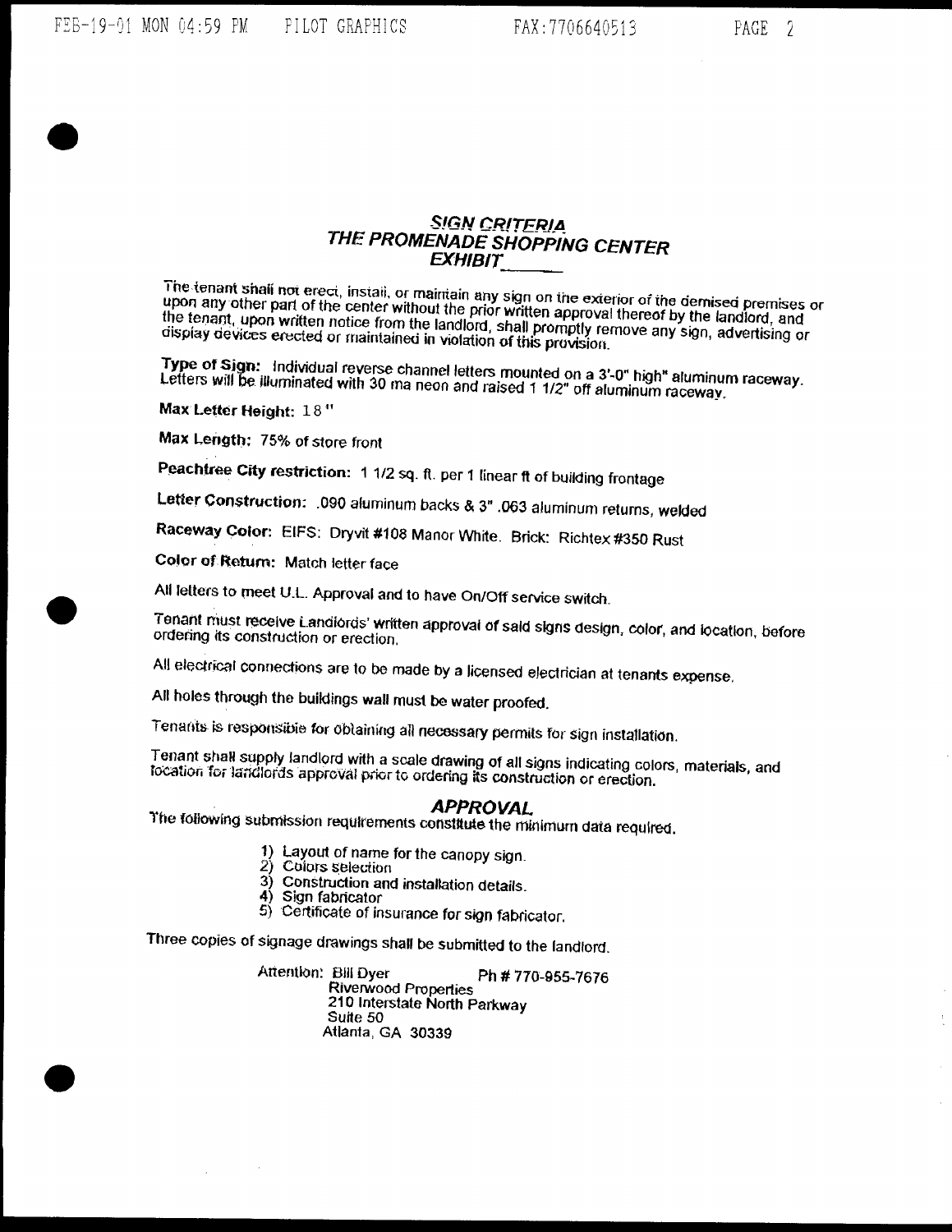## *SIGN CRITERIA*
## *THE PROMENADE SHOPPING CENTER*
## *EXHIBIT\_\_\_\_\_\_*

The tenant shall not erect, install, or maintain any sign on the exterior of the demised premises or upon any other part of the center without the prior written approval thereof by the landlord, and the tenant, upon written notice from the landlord, shall promptly remove any sign, advertising or display devices erected or maintained in violation of this provision.

**Type of Sign:** Individual reverse channel letters mounted on a 3'-0" high" aluminum raceway. Letters will be illuminated with 30 ma neon and raised 1 1/2" off aluminum raceway.

**Max Letter Height:** 18"

**Max Length:** 75% of store front

**Peachtree City restriction:** 1 1/2 sq. ft. per 1 linear ft of building frontage

**Letter Construction:** .090 aluminum backs & 3" .063 aluminum returns, welded

**Raceway Color:** EIFS: Dryvit #108 Manor White. Brick: Richtex #350 Rust

**Color of Return:** Match letter face

All letters to meet U.L. Approval and to have On/Off service switch.

Tenant must receive Landlords' written approval of said signs design, color, and location, before ordering its construction or erection.

All electrical connections are to be made by a licensed electrician at tenants expense.

All holes through the buildings wall must be water proofed.

Tenants is responsible for obtaining all necessary permits for sign installation.

Tenant shall supply landlord with a scale drawing of all signs indicating colors, materials, and location for landlords approval prior to ordering its construction or erection.

### *APPROVAL*

The following submission requirements constitute the minimum data required.

1) Layout of name for the canopy sign.
2) Colors selection
3) Construction and installation details.
4) Sign fabricator
5) Certificate of insurance for sign fabricator.

Three copies of signage drawings shall be submitted to the landlord.

Attention: Bill Dyer Ph # 770-955-7676
Riverwood Properties
210 Interstate North Parkway
Suite 50
Atlanta, GA 30339